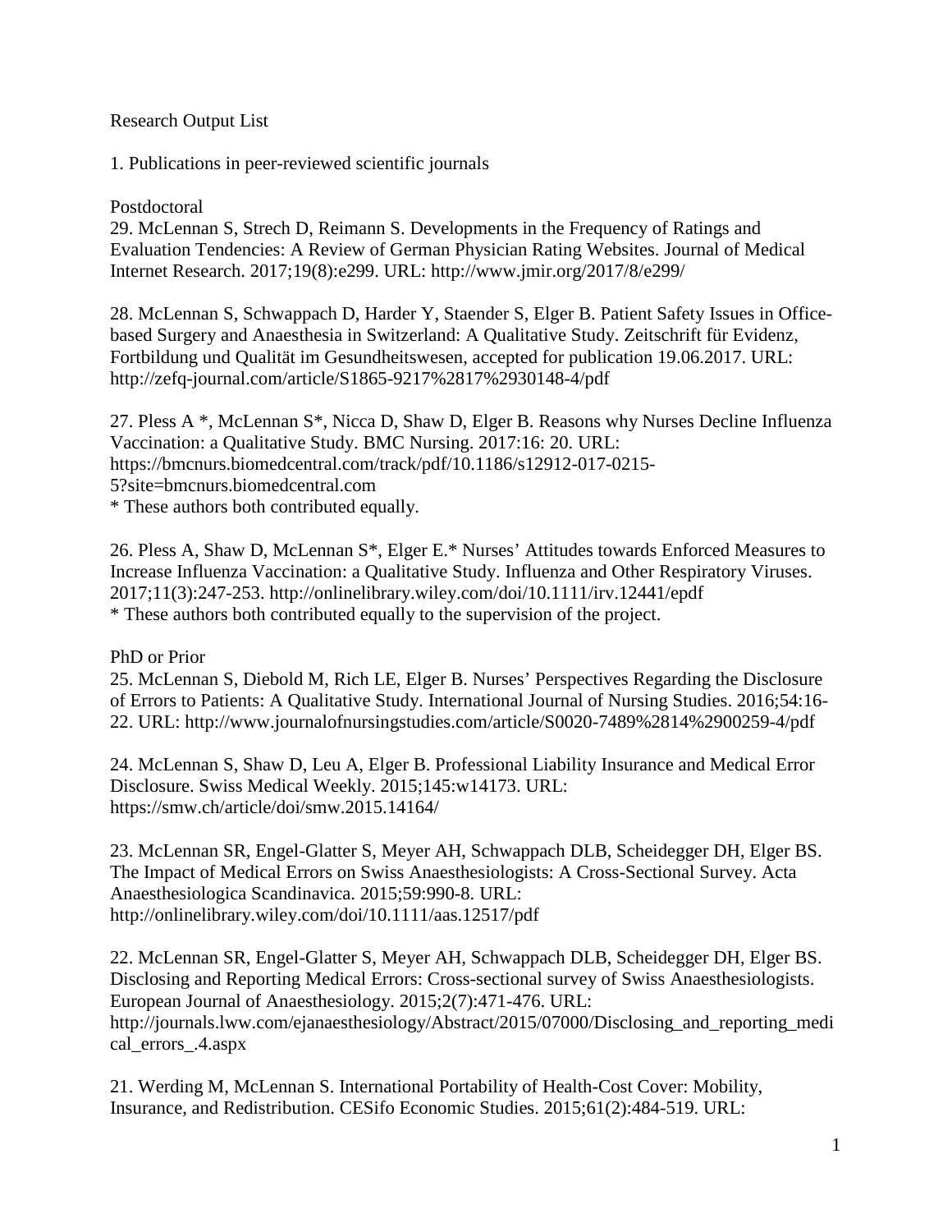# Research Output List

## 1. Publications in peer-reviewed scientific journals

### Postdoctoral

29. McLennan S, Strech D, Reimann S. Developments in the Frequency of Ratings and Evaluation Tendencies: A Review of German Physician Rating Websites. Journal of Medical Internet Research. 2017;19(8):e299. URL: http://www.jmir.org/2017/8/e299/

28. McLennan S, Schwappach D, Harder Y, Staender S, Elger B. Patient Safety Issues in Office-based Surgery and Anaesthesia in Switzerland: A Qualitative Study. Zeitschrift für Evidenz, Fortbildung und Qualität im Gesundheitswesen, accepted for publication 19.06.2017. URL: http://zefq-journal.com/article/S1865-9217%2817%2930148-4/pdf

27. Pless A *, McLennan S*, Nicca D, Shaw D, Elger B. Reasons why Nurses Decline Influenza Vaccination: a Qualitative Study. BMC Nursing. 2017:16: 20. URL: https://bmcnurs.biomedcentral.com/track/pdf/10.1186/s12912-017-0215-5?site=bmcnurs.biomedcentral.com
* These authors both contributed equally.

26. Pless A, Shaw D, McLennan S*, Elger E.* Nurses' Attitudes towards Enforced Measures to Increase Influenza Vaccination: a Qualitative Study. Influenza and Other Respiratory Viruses. 2017;11(3):247-253. http://onlinelibrary.wiley.com/doi/10.1111/irv.12441/epdf
* These authors both contributed equally to the supervision of the project.

### PhD or Prior

25. McLennan S, Diebold M, Rich LE, Elger B. Nurses' Perspectives Regarding the Disclosure of Errors to Patients: A Qualitative Study. International Journal of Nursing Studies. 2016;54:16-22. URL: http://www.journalofnursingstudies.com/article/S0020-7489%2814%2900259-4/pdf

24. McLennan S, Shaw D, Leu A, Elger B. Professional Liability Insurance and Medical Error Disclosure. Swiss Medical Weekly. 2015;145:w14173. URL: https://smw.ch/article/doi/smw.2015.14164/

23. McLennan SR, Engel-Glatter S, Meyer AH, Schwappach DLB, Scheidegger DH, Elger BS. The Impact of Medical Errors on Swiss Anaesthesiologists: A Cross-Sectional Survey. Acta Anaesthesiologica Scandinavica. 2015;59:990-8. URL: http://onlinelibrary.wiley.com/doi/10.1111/aas.12517/pdf

22. McLennan SR, Engel-Glatter S, Meyer AH, Schwappach DLB, Scheidegger DH, Elger BS. Disclosing and Reporting Medical Errors: Cross-sectional survey of Swiss Anaesthesiologists. European Journal of Anaesthesiology. 2015;2(7):471-476. URL: http://journals.lww.com/ejanaesthesiology/Abstract/2015/07000/Disclosing_and_reporting_medical_errors_.4.aspx

21. Werding M, McLennan S. International Portability of Health-Cost Cover: Mobility, Insurance, and Redistribution. CESifo Economic Studies. 2015;61(2):484-519. URL: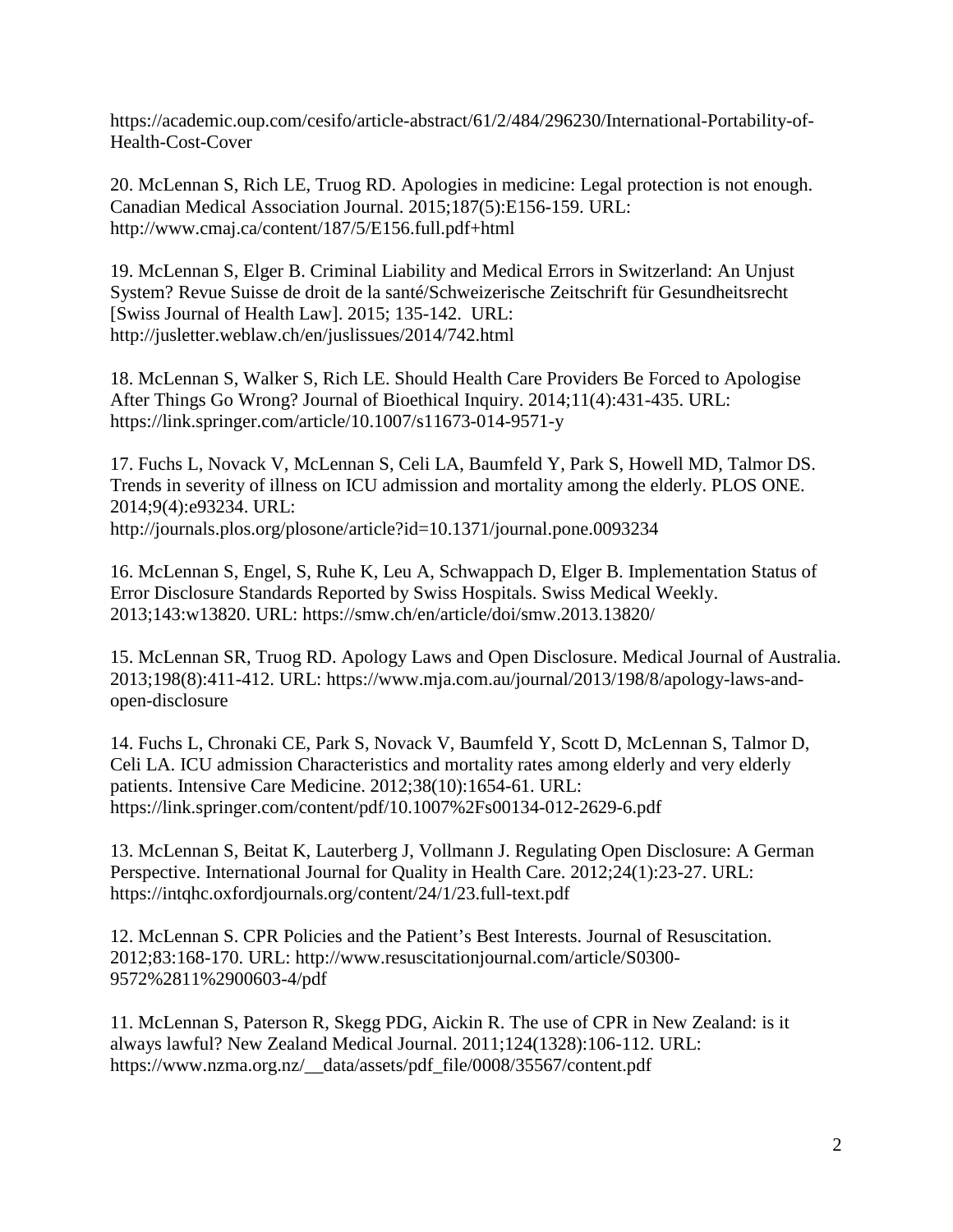https://academic.oup.com/cesifo/article-abstract/61/2/484/296230/International-Portability-of-Health-Cost-Cover

20. McLennan S, Rich LE, Truog RD. Apologies in medicine: Legal protection is not enough. Canadian Medical Association Journal. 2015;187(5):E156-159. URL: http://www.cmaj.ca/content/187/5/E156.full.pdf+html

19. McLennan S, Elger B. Criminal Liability and Medical Errors in Switzerland: An Unjust System? Revue Suisse de droit de la santé/Schweizerische Zeitschrift für Gesundheitsrecht [Swiss Journal of Health Law]. 2015; 135-142. URL: http://jusletter.weblaw.ch/en/juslissues/2014/742.html

18. McLennan S, Walker S, Rich LE. Should Health Care Providers Be Forced to Apologise After Things Go Wrong? Journal of Bioethical Inquiry. 2014;11(4):431-435. URL: https://link.springer.com/article/10.1007/s11673-014-9571-y

17. Fuchs L, Novack V, McLennan S, Celi LA, Baumfeld Y, Park S, Howell MD, Talmor DS. Trends in severity of illness on ICU admission and mortality among the elderly. PLOS ONE. 2014;9(4):e93234. URL: http://journals.plos.org/plosone/article?id=10.1371/journal.pone.0093234

16. McLennan S, Engel, S, Ruhe K, Leu A, Schwappach D, Elger B. Implementation Status of Error Disclosure Standards Reported by Swiss Hospitals. Swiss Medical Weekly. 2013;143:w13820. URL: https://smw.ch/en/article/doi/smw.2013.13820/

15. McLennan SR, Truog RD. Apology Laws and Open Disclosure. Medical Journal of Australia. 2013;198(8):411-412. URL: https://www.mja.com.au/journal/2013/198/8/apology-laws-and-open-disclosure

14. Fuchs L, Chronaki CE, Park S, Novack V, Baumfeld Y, Scott D, McLennan S, Talmor D, Celi LA. ICU admission Characteristics and mortality rates among elderly and very elderly patients. Intensive Care Medicine. 2012;38(10):1654-61. URL: https://link.springer.com/content/pdf/10.1007%2Fs00134-012-2629-6.pdf

13. McLennan S, Beitat K, Lauterberg J, Vollmann J. Regulating Open Disclosure: A German Perspective. International Journal for Quality in Health Care. 2012;24(1):23-27. URL: https://intqhc.oxfordjournals.org/content/24/1/23.full-text.pdf

12. McLennan S. CPR Policies and the Patient's Best Interests. Journal of Resuscitation. 2012;83:168-170. URL: http://www.resuscitationjournal.com/article/S0300-9572%2811%2900603-4/pdf

11. McLennan S, Paterson R, Skegg PDG, Aickin R. The use of CPR in New Zealand: is it always lawful? New Zealand Medical Journal. 2011;124(1328):106-112. URL: https://www.nzma.org.nz/__data/assets/pdf_file/0008/35567/content.pdf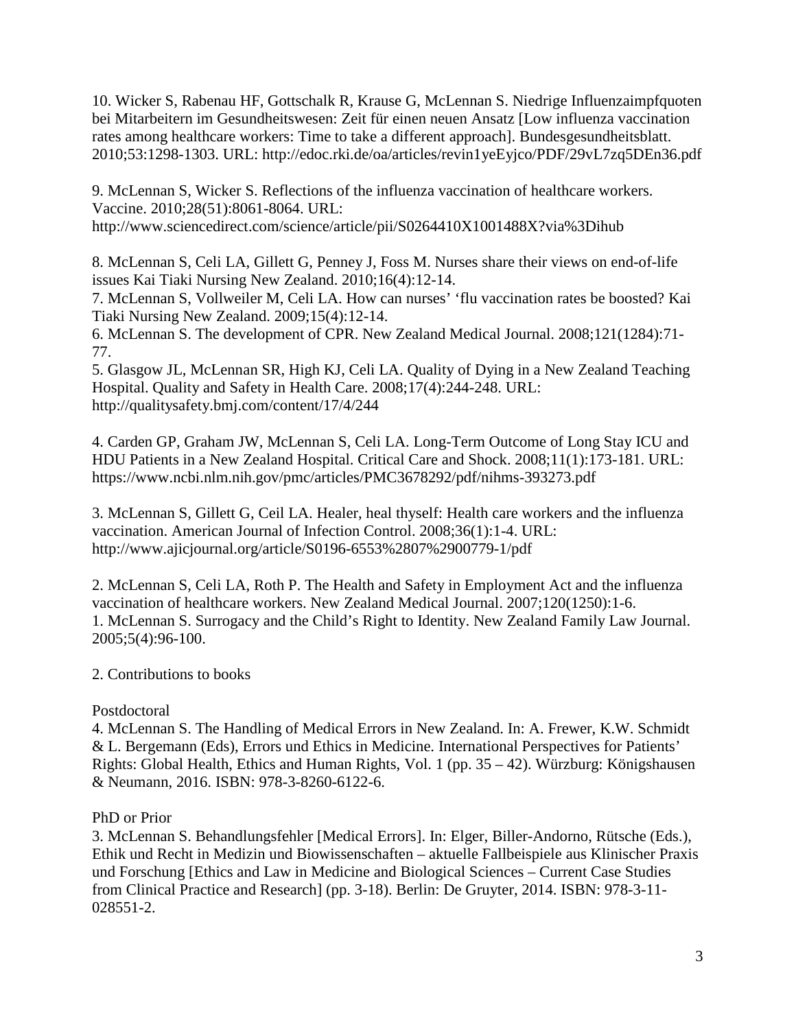10. Wicker S, Rabenau HF, Gottschalk R, Krause G, McLennan S. Niedrige Influenzaimpfquoten bei Mitarbeitern im Gesundheitswesen: Zeit für einen neuen Ansatz [Low influenza vaccination rates among healthcare workers: Time to take a different approach]. Bundesgesundheitsblatt. 2010;53:1298-1303. URL: http://edoc.rki.de/oa/articles/revin1yeEyjco/PDF/29vL7zq5DEn36.pdf

9. McLennan S, Wicker S. Reflections of the influenza vaccination of healthcare workers. Vaccine. 2010;28(51):8061-8064. URL: http://www.sciencedirect.com/science/article/pii/S0264410X1001488X?via%3Dihub

8. McLennan S, Celi LA, Gillett G, Penney J, Foss M. Nurses share their views on end-of-life issues Kai Tiaki Nursing New Zealand. 2010;16(4):12-14.

7. McLennan S, Vollweiler M, Celi LA. How can nurses' 'flu vaccination rates be boosted? Kai Tiaki Nursing New Zealand. 2009;15(4):12-14.

6. McLennan S. The development of CPR. New Zealand Medical Journal. 2008;121(1284):71-77.

5. Glasgow JL, McLennan SR, High KJ, Celi LA. Quality of Dying in a New Zealand Teaching Hospital. Quality and Safety in Health Care. 2008;17(4):244-248. URL: http://qualitysafety.bmj.com/content/17/4/244

4. Carden GP, Graham JW, McLennan S, Celi LA. Long-Term Outcome of Long Stay ICU and HDU Patients in a New Zealand Hospital. Critical Care and Shock. 2008;11(1):173-181. URL: https://www.ncbi.nlm.nih.gov/pmc/articles/PMC3678292/pdf/nihms-393273.pdf

3. McLennan S, Gillett G, Ceil LA. Healer, heal thyself: Health care workers and the influenza vaccination. American Journal of Infection Control. 2008;36(1):1-4. URL: http://www.ajicjournal.org/article/S0196-6553%2807%2900779-1/pdf

2. McLennan S, Celi LA, Roth P. The Health and Safety in Employment Act and the influenza vaccination of healthcare workers. New Zealand Medical Journal. 2007;120(1250):1-6.

1. McLennan S. Surrogacy and the Child's Right to Identity. New Zealand Family Law Journal. 2005;5(4):96-100.

2. Contributions to books

Postdoctoral

4. McLennan S. The Handling of Medical Errors in New Zealand. In: A. Frewer, K.W. Schmidt & L. Bergemann (Eds), Errors und Ethics in Medicine. International Perspectives for Patients' Rights: Global Health, Ethics and Human Rights, Vol. 1 (pp. 35 – 42). Würzburg: Königshausen & Neumann, 2016. ISBN: 978-3-8260-6122-6.

PhD or Prior

3. McLennan S. Behandlungsfehler [Medical Errors]. In: Elger, Biller-Andorno, Rütsche (Eds.), Ethik und Recht in Medizin und Biowissenschaften – aktuelle Fallbeispiele aus Klinischer Praxis und Forschung [Ethics and Law in Medicine and Biological Sciences – Current Case Studies from Clinical Practice and Research] (pp. 3-18). Berlin: De Gruyter, 2014. ISBN: 978-3-11-028551-2.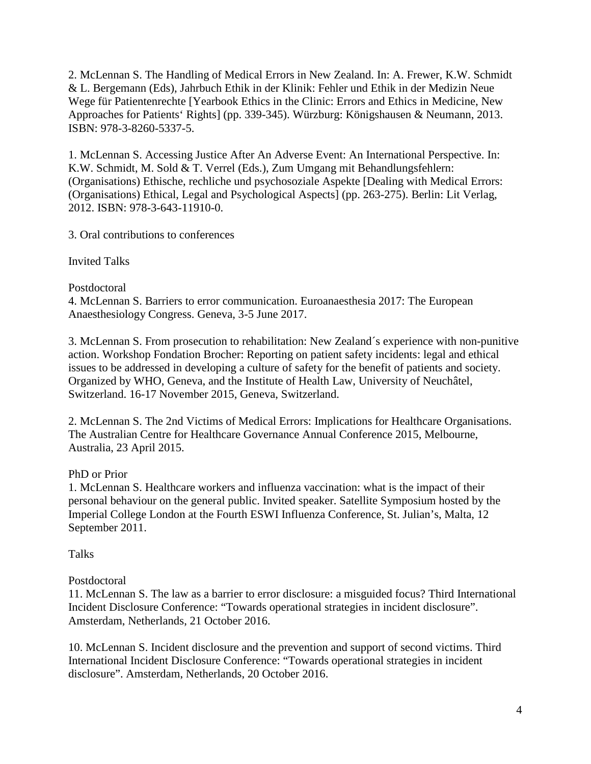2. McLennan S. The Handling of Medical Errors in New Zealand. In: A. Frewer, K.W. Schmidt & L. Bergemann (Eds), Jahrbuch Ethik in der Klinik: Fehler und Ethik in der Medizin Neue Wege für Patientenrechte [Yearbook Ethics in the Clinic: Errors and Ethics in Medicine, New Approaches for Patients‘ Rights] (pp. 339-345). Würzburg: Königshausen & Neumann, 2013. ISBN: 978-3-8260-5337-5.

1. McLennan S. Accessing Justice After An Adverse Event: An International Perspective. In: K.W. Schmidt, M. Sold & T. Verrel (Eds.), Zum Umgang mit Behandlungsfehlern: (Organisations) Ethische, rechliche und psychosoziale Aspekte [Dealing with Medical Errors: (Organisations) Ethical, Legal and Psychological Aspects] (pp. 263-275). Berlin: Lit Verlag, 2012. ISBN: 978-3-643-11910-0.

## 3. Oral contributions to conferences

### Invited Talks

#### Postdoctoral

4. McLennan S. Barriers to error communication. Euroanaesthesia 2017: The European Anaesthesiology Congress. Geneva, 3-5 June 2017.

3. McLennan S. From prosecution to rehabilitation: New Zealand´s experience with non-punitive action. Workshop Fondation Brocher: Reporting on patient safety incidents: legal and ethical issues to be addressed in developing a culture of safety for the benefit of patients and society. Organized by WHO, Geneva, and the Institute of Health Law, University of Neuchâtel, Switzerland. 16-17 November 2015, Geneva, Switzerland.

2. McLennan S. The 2nd Victims of Medical Errors: Implications for Healthcare Organisations. The Australian Centre for Healthcare Governance Annual Conference 2015, Melbourne, Australia, 23 April 2015.

#### PhD or Prior

1. McLennan S. Healthcare workers and influenza vaccination: what is the impact of their personal behaviour on the general public. Invited speaker. Satellite Symposium hosted by the Imperial College London at the Fourth ESWI Influenza Conference, St. Julian's, Malta, 12 September 2011.

### Talks

#### Postdoctoral

11. McLennan S. The law as a barrier to error disclosure: a misguided focus? Third International Incident Disclosure Conference: "Towards operational strategies in incident disclosure". Amsterdam, Netherlands, 21 October 2016.

10. McLennan S. Incident disclosure and the prevention and support of second victims. Third International Incident Disclosure Conference: "Towards operational strategies in incident disclosure". Amsterdam, Netherlands, 20 October 2016.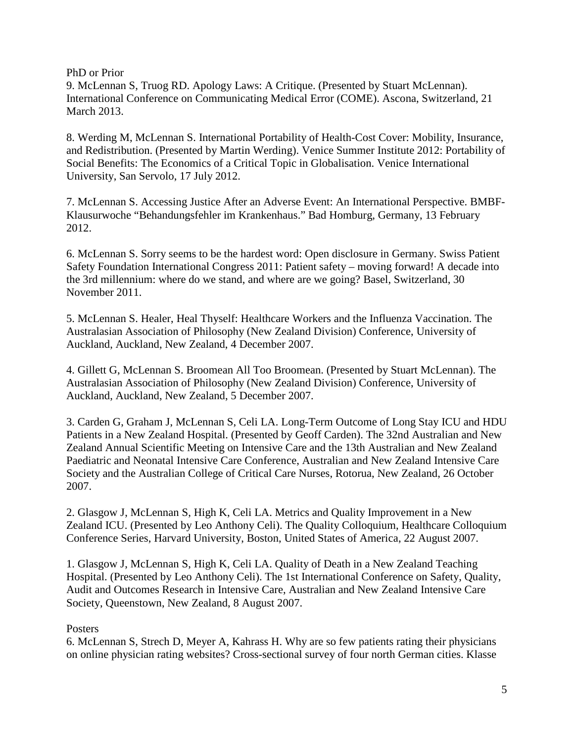PhD or Prior

9. McLennan S, Truog RD. Apology Laws: A Critique. (Presented by Stuart McLennan). International Conference on Communicating Medical Error (COME). Ascona, Switzerland, 21 March 2013.

8. Werding M, McLennan S. International Portability of Health-Cost Cover: Mobility, Insurance, and Redistribution. (Presented by Martin Werding). Venice Summer Institute 2012: Portability of Social Benefits: The Economics of a Critical Topic in Globalisation. Venice International University, San Servolo, 17 July 2012.

7. McLennan S. Accessing Justice After an Adverse Event: An International Perspective. BMBF-Klausurwoche "Behandungsfehler im Krankenhaus." Bad Homburg, Germany, 13 February 2012.

6. McLennan S. Sorry seems to be the hardest word: Open disclosure in Germany. Swiss Patient Safety Foundation International Congress 2011: Patient safety – moving forward! A decade into the 3rd millennium: where do we stand, and where are we going? Basel, Switzerland, 30 November 2011.

5. McLennan S. Healer, Heal Thyself: Healthcare Workers and the Influenza Vaccination. The Australasian Association of Philosophy (New Zealand Division) Conference, University of Auckland, Auckland, New Zealand, 4 December 2007.

4. Gillett G, McLennan S. Broomean All Too Broomean. (Presented by Stuart McLennan). The Australasian Association of Philosophy (New Zealand Division) Conference, University of Auckland, Auckland, New Zealand, 5 December 2007.

3. Carden G, Graham J, McLennan S, Celi LA. Long-Term Outcome of Long Stay ICU and HDU Patients in a New Zealand Hospital. (Presented by Geoff Carden). The 32nd Australian and New Zealand Annual Scientific Meeting on Intensive Care and the 13th Australian and New Zealand Paediatric and Neonatal Intensive Care Conference, Australian and New Zealand Intensive Care Society and the Australian College of Critical Care Nurses, Rotorua, New Zealand, 26 October 2007.

2. Glasgow J, McLennan S, High K, Celi LA. Metrics and Quality Improvement in a New Zealand ICU. (Presented by Leo Anthony Celi). The Quality Colloquium, Healthcare Colloquium Conference Series, Harvard University, Boston, United States of America, 22 August 2007.

1. Glasgow J, McLennan S, High K, Celi LA. Quality of Death in a New Zealand Teaching Hospital. (Presented by Leo Anthony Celi). The 1st International Conference on Safety, Quality, Audit and Outcomes Research in Intensive Care, Australian and New Zealand Intensive Care Society, Queenstown, New Zealand, 8 August 2007.

Posters

6. McLennan S, Strech D, Meyer A, Kahrass H. Why are so few patients rating their physicians on online physician rating websites? Cross-sectional survey of four north German cities. Klasse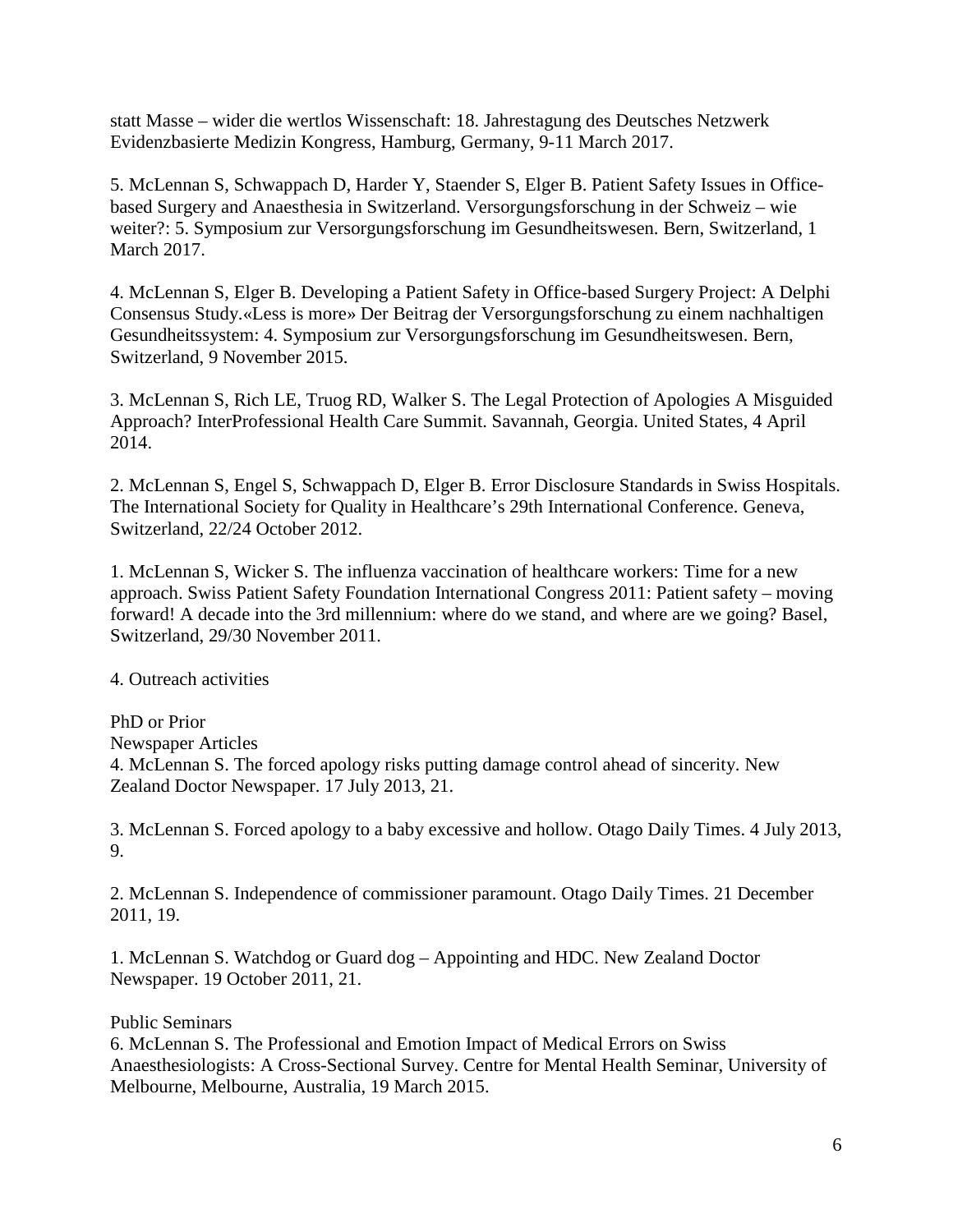statt Masse – wider die wertlos Wissenschaft: 18. Jahrestagung des Deutsches Netzwerk Evidenzbasierte Medizin Kongress, Hamburg, Germany, 9-11 March 2017.

5. McLennan S, Schwappach D, Harder Y, Staender S, Elger B. Patient Safety Issues in Office-based Surgery and Anaesthesia in Switzerland. Versorgungsforschung in der Schweiz – wie weiter?: 5. Symposium zur Versorgungsforschung im Gesundheitswesen. Bern, Switzerland, 1 March 2017.

4. McLennan S, Elger B. Developing a Patient Safety in Office-based Surgery Project: A Delphi Consensus Study.«Less is more» Der Beitrag der Versorgungsforschung zu einem nachhaltigen Gesundheitssystem: 4. Symposium zur Versorgungsforschung im Gesundheitswesen. Bern, Switzerland, 9 November 2015.

3. McLennan S, Rich LE, Truog RD, Walker S. The Legal Protection of Apologies A Misguided Approach? InterProfessional Health Care Summit. Savannah, Georgia. United States, 4 April 2014.

2. McLennan S, Engel S, Schwappach D, Elger B. Error Disclosure Standards in Swiss Hospitals. The International Society for Quality in Healthcare's 29th International Conference. Geneva, Switzerland, 22/24 October 2012.

1. McLennan S, Wicker S. The influenza vaccination of healthcare workers: Time for a new approach. Swiss Patient Safety Foundation International Congress 2011: Patient safety – moving forward! A decade into the 3rd millennium: where do we stand, and where are we going? Basel, Switzerland, 29/30 November 2011.

## 4. Outreach activities

PhD or Prior

Newspaper Articles

4. McLennan S. The forced apology risks putting damage control ahead of sincerity. New Zealand Doctor Newspaper. 17 July 2013, 21.

3. McLennan S. Forced apology to a baby excessive and hollow. Otago Daily Times. 4 July 2013, 9.

2. McLennan S. Independence of commissioner paramount. Otago Daily Times. 21 December 2011, 19.

1. McLennan S. Watchdog or Guard dog – Appointing and HDC. New Zealand Doctor Newspaper. 19 October 2011, 21.

Public Seminars

6. McLennan S. The Professional and Emotion Impact of Medical Errors on Swiss Anaesthesiologists: A Cross-Sectional Survey. Centre for Mental Health Seminar, University of Melbourne, Melbourne, Australia, 19 March 2015.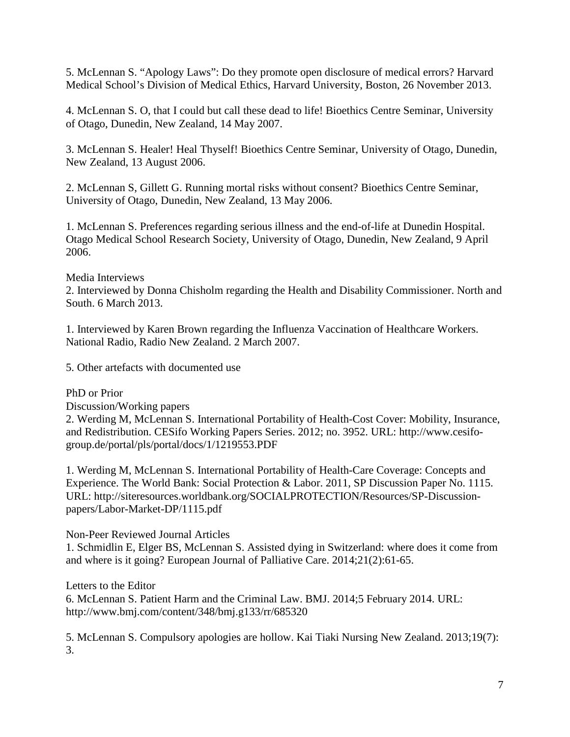5. McLennan S. "Apology Laws": Do they promote open disclosure of medical errors? Harvard Medical School's Division of Medical Ethics, Harvard University, Boston, 26 November 2013.

4. McLennan S. O, that I could but call these dead to life! Bioethics Centre Seminar, University of Otago, Dunedin, New Zealand, 14 May 2007.

3. McLennan S. Healer! Heal Thyself! Bioethics Centre Seminar, University of Otago, Dunedin, New Zealand, 13 August 2006.

2. McLennan S, Gillett G. Running mortal risks without consent? Bioethics Centre Seminar, University of Otago, Dunedin, New Zealand, 13 May 2006.

1. McLennan S. Preferences regarding serious illness and the end-of-life at Dunedin Hospital. Otago Medical School Research Society, University of Otago, Dunedin, New Zealand, 9 April 2006.

Media Interviews

2. Interviewed by Donna Chisholm regarding the Health and Disability Commissioner. North and South. 6 March 2013.

1. Interviewed by Karen Brown regarding the Influenza Vaccination of Healthcare Workers. National Radio, Radio New Zealand. 2 March 2007.

5. Other artefacts with documented use

PhD or Prior

Discussion/Working papers

2. Werding M, McLennan S. International Portability of Health-Cost Cover: Mobility, Insurance, and Redistribution. CESifo Working Papers Series. 2012; no. 3952. URL: http://www.cesifo-group.de/portal/pls/portal/docs/1/1219553.PDF

1. Werding M, McLennan S. International Portability of Health-Care Coverage: Concepts and Experience. The World Bank: Social Protection & Labor. 2011, SP Discussion Paper No. 1115. URL: http://siteresources.worldbank.org/SOCIALPROTECTION/Resources/SP-Discussion-papers/Labor-Market-DP/1115.pdf

Non-Peer Reviewed Journal Articles

1. Schmidlin E, Elger BS, McLennan S. Assisted dying in Switzerland: where does it come from and where is it going? European Journal of Palliative Care. 2014;21(2):61-65.

Letters to the Editor

6. McLennan S. Patient Harm and the Criminal Law. BMJ. 2014;5 February 2014. URL: http://www.bmj.com/content/348/bmj.g133/rr/685320

5. McLennan S. Compulsory apologies are hollow. Kai Tiaki Nursing New Zealand. 2013;19(7): 3.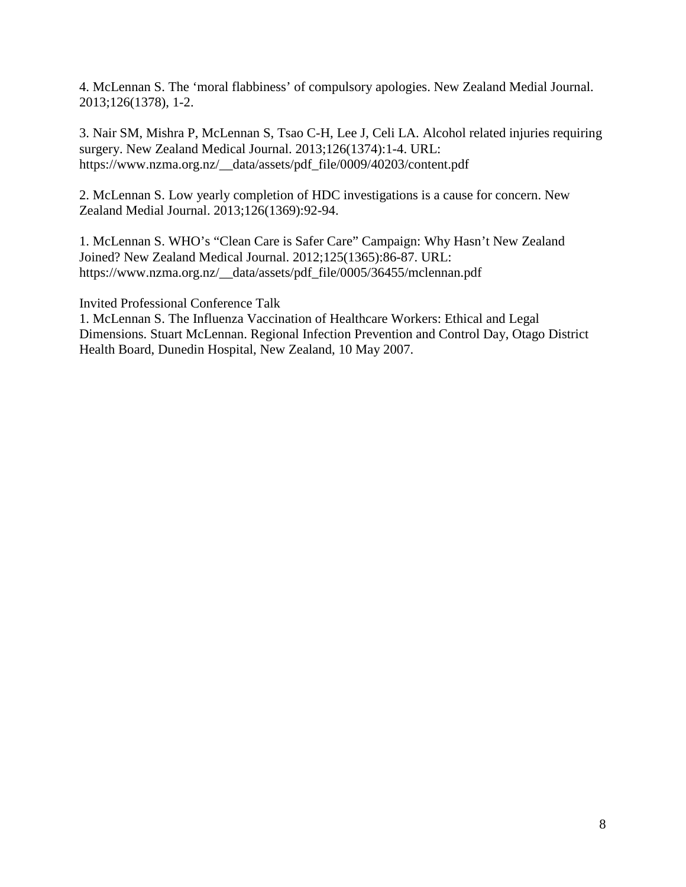4. McLennan S. The 'moral flabbiness' of compulsory apologies. New Zealand Medial Journal. 2013;126(1378), 1-2.

3. Nair SM, Mishra P, McLennan S, Tsao C-H, Lee J, Celi LA. Alcohol related injuries requiring surgery. New Zealand Medical Journal. 2013;126(1374):1-4. URL: https://www.nzma.org.nz/__data/assets/pdf_file/0009/40203/content.pdf

2. McLennan S. Low yearly completion of HDC investigations is a cause for concern. New Zealand Medial Journal. 2013;126(1369):92-94.

1. McLennan S. WHO's "Clean Care is Safer Care" Campaign: Why Hasn't New Zealand Joined? New Zealand Medical Journal. 2012;125(1365):86-87. URL: https://www.nzma.org.nz/__data/assets/pdf_file/0005/36455/mclennan.pdf

Invited Professional Conference Talk

1. McLennan S. The Influenza Vaccination of Healthcare Workers: Ethical and Legal Dimensions. Stuart McLennan. Regional Infection Prevention and Control Day, Otago District Health Board, Dunedin Hospital, New Zealand, 10 May 2007.